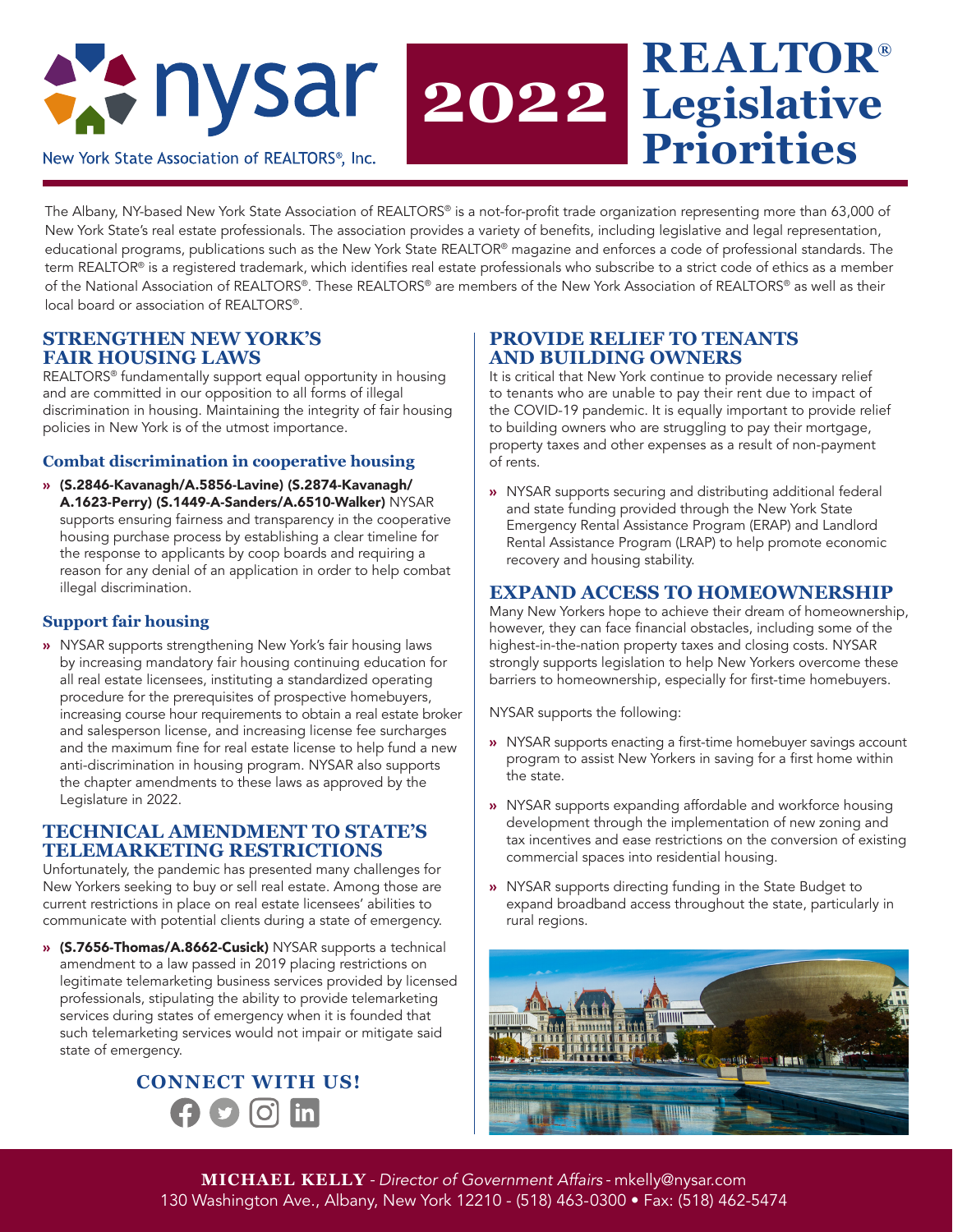# nysar

New York State Association of REALTORS®, Inc.

# 2022 REALTOR® Legislative Priorities

The Albany, NY-based New York State Association of REALTORS® is a not-for-profit trade organization representing more than 63,000 of New York State's real estate professionals. The association provides a variety of benefits, including legislative and legal representation, educational programs, publications such as the New York State REALTOR® magazine and enforces a code of professional standards. The term REALTOR® is a registered trademark, which identifies real estate professionals who subscribe to a strict code of ethics as a member of the National Association of REALTORS®. These REALTORS® are members of the New York Association of REALTORS® as well as their local board or association of REALTORS®.

## STRENGTHEN NEW YORK'S FAIR HOUSING LAWS

REALTORS® fundamentally support equal opportunity in housing and are committed in our opposition to all forms of illegal discrimination in housing. Maintaining the integrity of fair housing policies in New York is of the utmost importance.

### Combat discrimination in cooperative housing

- **(S.2846-Kavanagh/A.5856-Lavine) (S.2874-Kavanagh/A.1623-Perry) (S.1449-A-Sanders/A.6510-Walker)** NYSAR supports ensuring fairness and transparency in the cooperative housing purchase process by establishing a clear timeline for the response to applicants by coop boards and requiring a reason for any denial of an application in order to help combat illegal discrimination.

### Support fair housing

- NYSAR supports strengthening New York's fair housing laws by increasing mandatory fair housing continuing education for all real estate licensees, instituting a standardized operating procedure for the prerequisites of prospective homebuyers, increasing course hour requirements to obtain a real estate broker and salesperson license, and increasing license fee surcharges and the maximum fine for real estate license to help fund a new anti-discrimination in housing program. NYSAR also supports the chapter amendments to these laws as approved by the Legislature in 2022.

## TECHNICAL AMENDMENT TO STATE'S TELEMARKETING RESTRICTIONS

Unfortunately, the pandemic has presented many challenges for New Yorkers seeking to buy or sell real estate. Among those are current restrictions in place on real estate licensees' abilities to communicate with potential clients during a state of emergency.

- **(S.7656-Thomas/A.8662-Cusick)** NYSAR supports a technical amendment to a law passed in 2019 placing restrictions on legitimate telemarketing business services provided by licensed professionals, stipulating the ability to provide telemarketing services during states of emergency when it is founded that such telemarketing services would not impair or mitigate said state of emergency.

## PROVIDE RELIEF TO TENANTS AND BUILDING OWNERS

It is critical that New York continue to provide necessary relief to tenants who are unable to pay their rent due to impact of the COVID-19 pandemic. It is equally important to provide relief to building owners who are struggling to pay their mortgage, property taxes and other expenses as a result of non-payment of rents.

- NYSAR supports securing and distributing additional federal and state funding provided through the New York State Emergency Rental Assistance Program (ERAP) and Landlord Rental Assistance Program (LRAP) to help promote economic recovery and housing stability.

## EXPAND ACCESS TO HOMEOWNERSHIP

Many New Yorkers hope to achieve their dream of homeownership, however, they can face financial obstacles, including some of the highest-in-the-nation property taxes and closing costs. NYSAR strongly supports legislation to help New Yorkers overcome these barriers to homeownership, especially for first-time homebuyers.

NYSAR supports the following:

- NYSAR supports enacting a first-time homebuyer savings account program to assist New Yorkers in saving for a first home within the state.
- NYSAR supports expanding affordable and workforce housing development through the implementation of new zoning and tax incentives and ease restrictions on the conversion of existing commercial spaces into residential housing.
- NYSAR supports directing funding in the State Budget to expand broadband access throughout the state, particularly in rural regions.

## CONNECT WITH US!

**MICHAEL KELLY** - *Director of Government Affairs* - mkelly@nysar.com
130 Washington Ave., Albany, New York 12210 - (518) 463-0300 • Fax: (518) 462-5474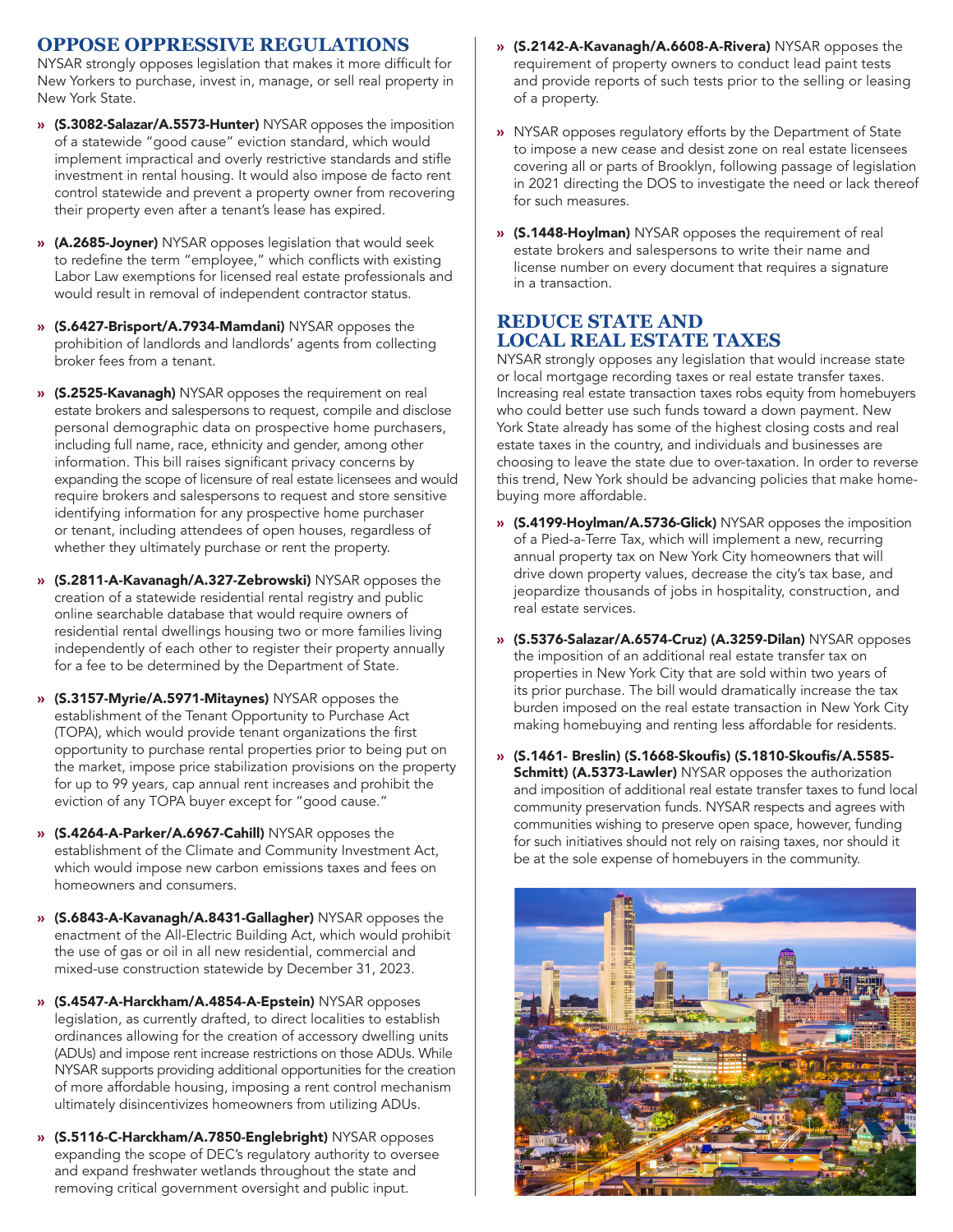## OPPOSE OPPRESSIVE REGULATIONS

NYSAR strongly opposes legislation that makes it more difficult for New Yorkers to purchase, invest in, manage, or sell real property in New York State.

- **(S.3082-Salazar/A.5573-Hunter)** NYSAR opposes the imposition of a statewide "good cause" eviction standard, which would implement impractical and overly restrictive standards and stifle investment in rental housing. It would also impose de facto rent control statewide and prevent a property owner from recovering their property even after a tenant's lease has expired.
- **(A.2685-Joyner)** NYSAR opposes legislation that would seek to redefine the term "employee," which conflicts with existing Labor Law exemptions for licensed real estate professionals and would result in removal of independent contractor status.
- **(S.6427-Brisport/A.7934-Mamdani)** NYSAR opposes the prohibition of landlords and landlords' agents from collecting broker fees from a tenant.
- **(S.2525-Kavanagh)** NYSAR opposes the requirement on real estate brokers and salespersons to request, compile and disclose personal demographic data on prospective home purchasers, including full name, race, ethnicity and gender, among other information. This bill raises significant privacy concerns by expanding the scope of licensure of real estate licensees and would require brokers and salespersons to request and store sensitive identifying information for any prospective home purchaser or tenant, including attendees of open houses, regardless of whether they ultimately purchase or rent the property.
- **(S.2811-A-Kavanagh/A.327-Zebrowski)** NYSAR opposes the creation of a statewide residential rental registry and public online searchable database that would require owners of residential rental dwellings housing two or more families living independently of each other to register their property annually for a fee to be determined by the Department of State.
- **(S.3157-Myrie/A.5971-Mitaynes)** NYSAR opposes the establishment of the Tenant Opportunity to Purchase Act (TOPA), which would provide tenant organizations the first opportunity to purchase rental properties prior to being put on the market, impose price stabilization provisions on the property for up to 99 years, cap annual rent increases and prohibit the eviction of any TOPA buyer except for "good cause."
- **(S.4264-A-Parker/A.6967-Cahill)** NYSAR opposes the establishment of the Climate and Community Investment Act, which would impose new carbon emissions taxes and fees on homeowners and consumers.
- **(S.6843-A-Kavanagh/A.8431-Gallagher)** NYSAR opposes the enactment of the All-Electric Building Act, which would prohibit the use of gas or oil in all new residential, commercial and mixed-use construction statewide by December 31, 2023.
- **(S.4547-A-Harckham/A.4854-A-Epstein)** NYSAR opposes legislation, as currently drafted, to direct localities to establish ordinances allowing for the creation of accessory dwelling units (ADUs) and impose rent increase restrictions on those ADUs. While NYSAR supports providing additional opportunities for the creation of more affordable housing, imposing a rent control mechanism ultimately disincentivizes homeowners from utilizing ADUs.
- **(S.5116-C-Harckham/A.7850-Englebright)** NYSAR opposes expanding the scope of DEC's regulatory authority to oversee and expand freshwater wetlands throughout the state and removing critical government oversight and public input.
- **(S.2142-A-Kavanagh/A.6608-A-Rivera)** NYSAR opposes the requirement of property owners to conduct lead paint tests and provide reports of such tests prior to the selling or leasing of a property.
- NYSAR opposes regulatory efforts by the Department of State to impose a new cease and desist zone on real estate licensees covering all or parts of Brooklyn, following passage of legislation in 2021 directing the DOS to investigate the need or lack thereof for such measures.
- **(S.1448-Hoylman)** NYSAR opposes the requirement of real estate brokers and salespersons to write their name and license number on every document that requires a signature in a transaction.

## REDUCE STATE AND LOCAL REAL ESTATE TAXES

NYSAR strongly opposes any legislation that would increase state or local mortgage recording taxes or real estate transfer taxes. Increasing real estate transaction taxes robs equity from homebuyers who could better use such funds toward a down payment. New York State already has some of the highest closing costs and real estate taxes in the country, and individuals and businesses are choosing to leave the state due to over-taxation. In order to reverse this trend, New York should be advancing policies that make home-buying more affordable.

- **(S.4199-Hoylman/A.5736-Glick)** NYSAR opposes the imposition of a Pied-a-Terre Tax, which will implement a new, recurring annual property tax on New York City homeowners that will drive down property values, decrease the city's tax base, and jeopardize thousands of jobs in hospitality, construction, and real estate services.
- **(S.5376-Salazar/A.6574-Cruz) (A.3259-Dilan)** NYSAR opposes the imposition of an additional real estate transfer tax on properties in New York City that are sold within two years of its prior purchase. The bill would dramatically increase the tax burden imposed on the real estate transaction in New York City making homebuying and renting less affordable for residents.
- **(S.1461- Breslin) (S.1668-Skoufis) (S.1810-Skoufis/A.5585-Schmitt) (A.5373-Lawler)** NYSAR opposes the authorization and imposition of additional real estate transfer taxes to fund local community preservation funds. NYSAR respects and agrees with communities wishing to preserve open space, however, funding for such initiatives should not rely on raising taxes, nor should it be at the sole expense of homebuyers in the community.